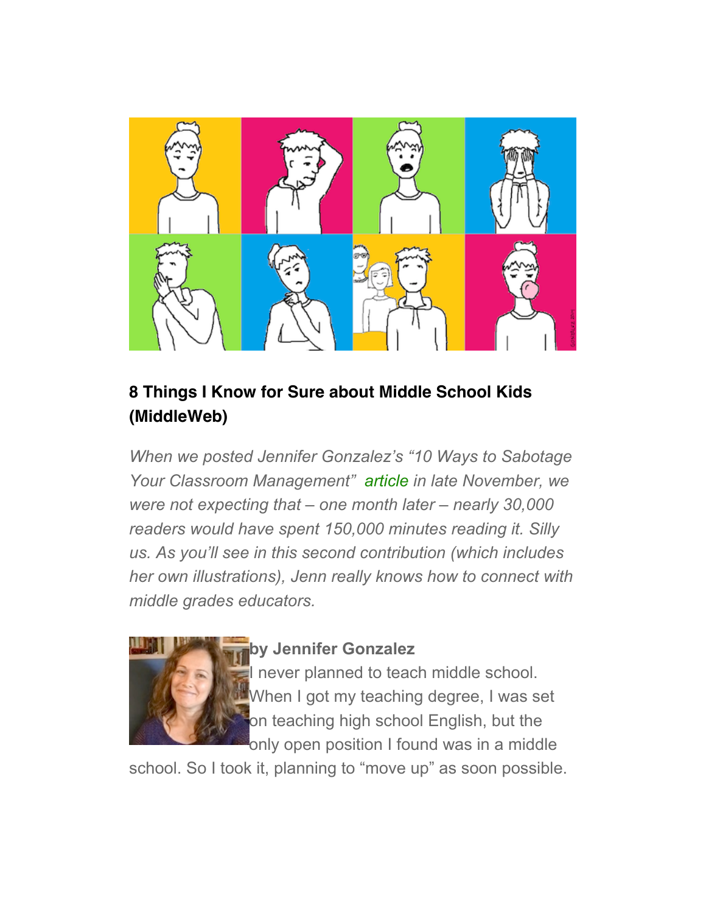## 8 Things I Know for Sure about Middle School Kids (MiddleWeb)

*When we posted Jennifer Gonzalez's "10 Ways to Sabotage Your Classroom Management" article in late November, we were not expecting that – one month later – nearly 30,000 readers would have spent 150,000 minutes reading it. Silly us. As you'll see in this second contribution (which includes her own illustrations), Jenn really knows how to connect with middle grades educators.*

**by Jennifer Gonzalez**

I never planned to teach middle school. When I got my teaching degree, I was set on teaching high school English, but the only open position I found was in a middle school. So I took it, planning to "move up" as soon possible.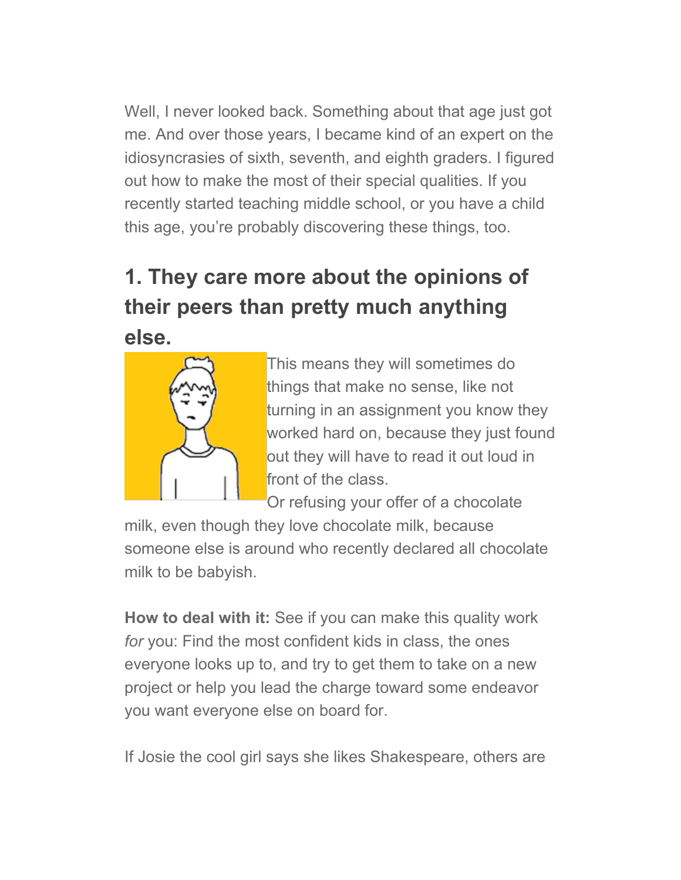Well, I never looked back. Something about that age just got me. And over those years, I became kind of an expert on the idiosyncrasies of sixth, seventh, and eighth graders. I figured out how to make the most of their special qualities. If you recently started teaching middle school, or you have a child this age, you're probably discovering these things, too.

## 1. They care more about the opinions of their peers than pretty much anything else.

This means they will sometimes do things that make no sense, like not turning in an assignment you know they worked hard on, because they just found out they will have to read it out loud in front of the class.

Or refusing your offer of a chocolate milk, even though they love chocolate milk, because someone else is around who recently declared all chocolate milk to be babyish.

**How to deal with it:** See if you can make this quality work *for* you: Find the most confident kids in class, the ones everyone looks up to, and try to get them to take on a new project or help you lead the charge toward some endeavor you want everyone else on board for.

If Josie the cool girl says she likes Shakespeare, others are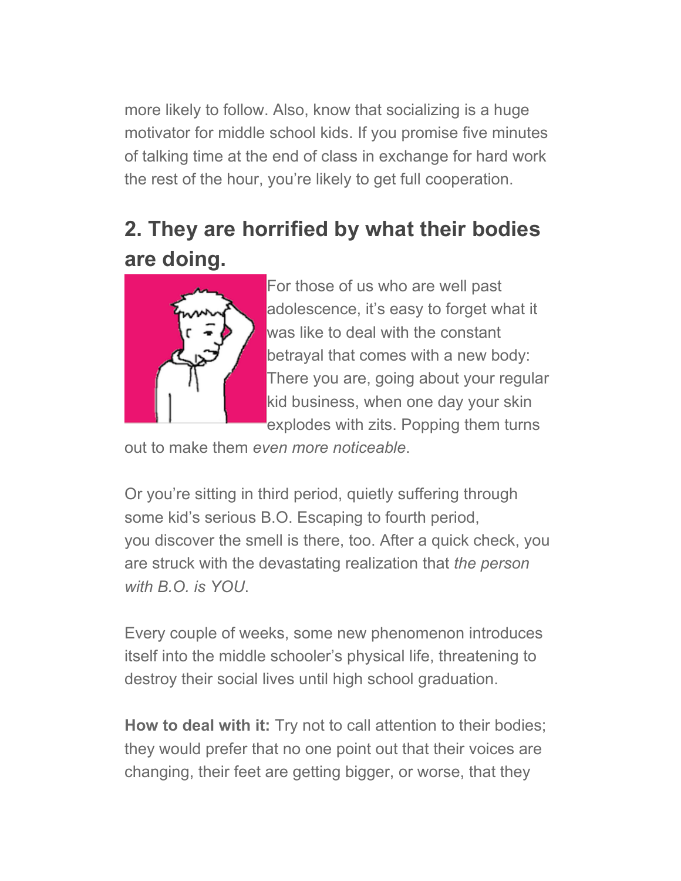more likely to follow. Also, know that socializing is a huge motivator for middle school kids. If you promise five minutes of talking time at the end of class in exchange for hard work the rest of the hour, you're likely to get full cooperation.

## 2. They are horrified by what their bodies are doing.

For those of us who are well past adolescence, it's easy to forget what it was like to deal with the constant betrayal that comes with a new body: There you are, going about your regular kid business, when one day your skin explodes with zits. Popping them turns out to make them *even more noticeable*.

Or you're sitting in third period, quietly suffering through some kid's serious B.O. Escaping to fourth period, you discover the smell is there, too. After a quick check, you are struck with the devastating realization that *the person with B.O. is YOU*.

Every couple of weeks, some new phenomenon introduces itself into the middle schooler's physical life, threatening to destroy their social lives until high school graduation.

**How to deal with it:** Try not to call attention to their bodies; they would prefer that no one point out that their voices are changing, their feet are getting bigger, or worse, that they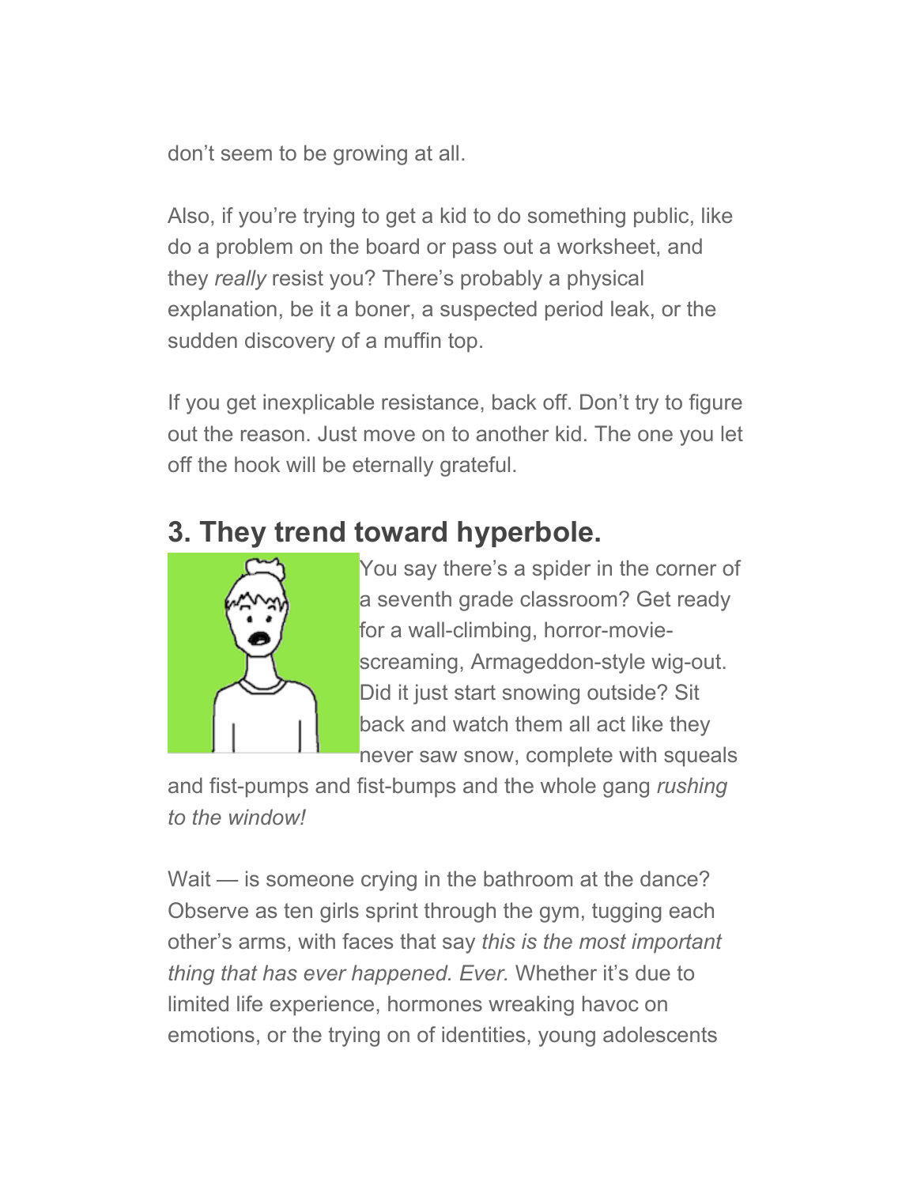don't seem to be growing at all.

Also, if you're trying to get a kid to do something public, like do a problem on the board or pass out a worksheet, and they *really* resist you? There's probably a physical explanation, be it a boner, a suspected period leak, or the sudden discovery of a muffin top.

If you get inexplicable resistance, back off. Don't try to figure out the reason. Just move on to another kid. The one you let off the hook will be eternally grateful.

## 3. They trend toward hyperbole.

You say there's a spider in the corner of a seventh grade classroom? Get ready for a wall-climbing, horror-movie-screaming, Armageddon-style wig-out. Did it just start snowing outside? Sit back and watch them all act like they never saw snow, complete with squeals and fist-pumps and fist-bumps and the whole gang *rushing to the window!*

Wait — is someone crying in the bathroom at the dance? Observe as ten girls sprint through the gym, tugging each other's arms, with faces that say *this is the most important thing that has ever happened. Ever.* Whether it's due to limited life experience, hormones wreaking havoc on emotions, or the trying on of identities, young adolescents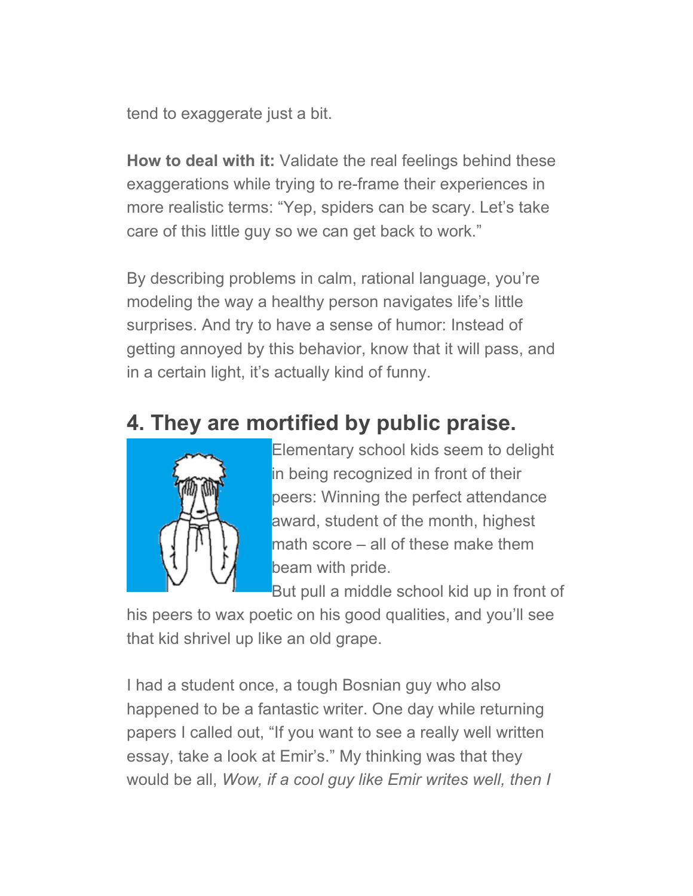tend to exaggerate just a bit.

**How to deal with it:** Validate the real feelings behind these exaggerations while trying to re-frame their experiences in more realistic terms: “Yep, spiders can be scary. Let’s take care of this little guy so we can get back to work.”

By describing problems in calm, rational language, you’re modeling the way a healthy person navigates life’s little surprises. And try to have a sense of humor: Instead of getting annoyed by this behavior, know that it will pass, and in a certain light, it’s actually kind of funny.

## 4. They are mortified by public praise.

Elementary school kids seem to delight in being recognized in front of their peers: Winning the perfect attendance award, student of the month, highest math score – all of these make them beam with pride.

But pull a middle school kid up in front of his peers to wax poetic on his good qualities, and you’ll see that kid shrivel up like an old grape.

I had a student once, a tough Bosnian guy who also happened to be a fantastic writer. One day while returning papers I called out, “If you want to see a really well written essay, take a look at Emir’s.” My thinking was that they would be all, *Wow, if a cool guy like Emir writes well, then I*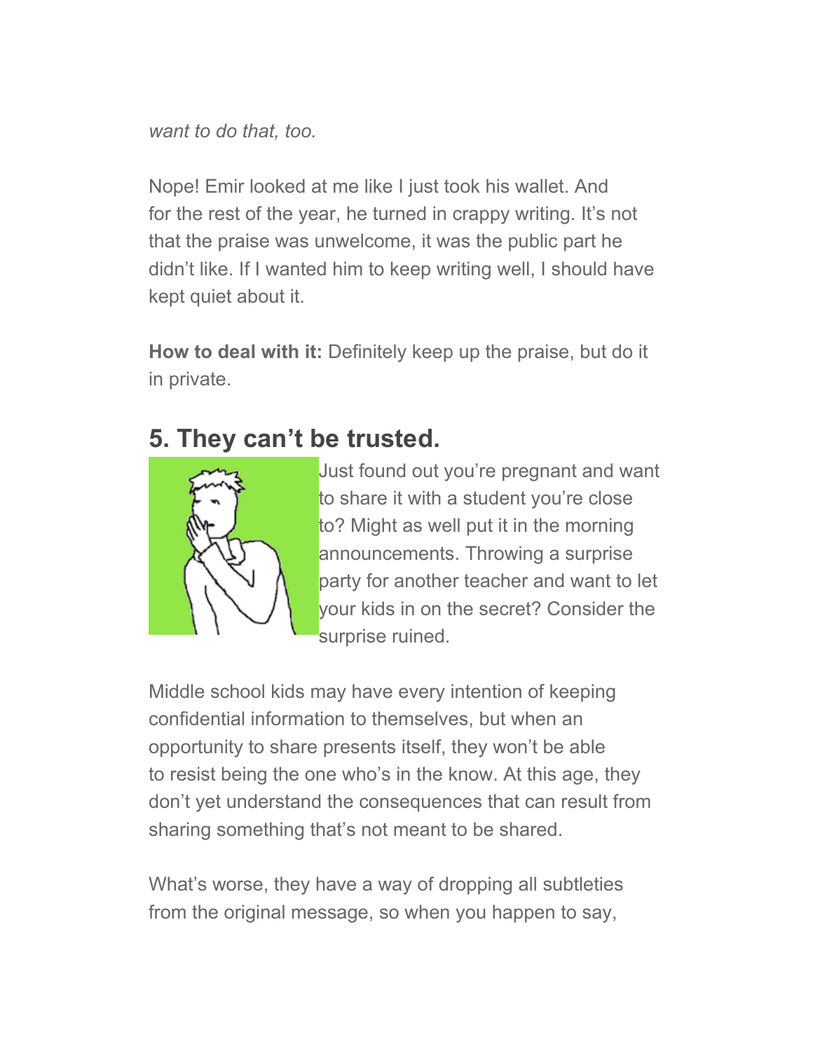*want to do that, too.*

Nope! Emir looked at me like I just took his wallet. And for the rest of the year, he turned in crappy writing. It's not that the praise was unwelcome, it was the public part he didn't like. If I wanted him to keep writing well, I should have kept quiet about it.

**How to deal with it:** Definitely keep up the praise, but do it in private.

## 5. They can't be trusted.

Just found out you're pregnant and want to share it with a student you're close to? Might as well put it in the morning announcements. Throwing a surprise party for another teacher and want to let your kids in on the secret? Consider the surprise ruined.

Middle school kids may have every intention of keeping confidential information to themselves, but when an opportunity to share presents itself, they won't be able to resist being the one who's in the know. At this age, they don't yet understand the consequences that can result from sharing something that's not meant to be shared.

What's worse, they have a way of dropping all subtleties from the original message, so when you happen to say,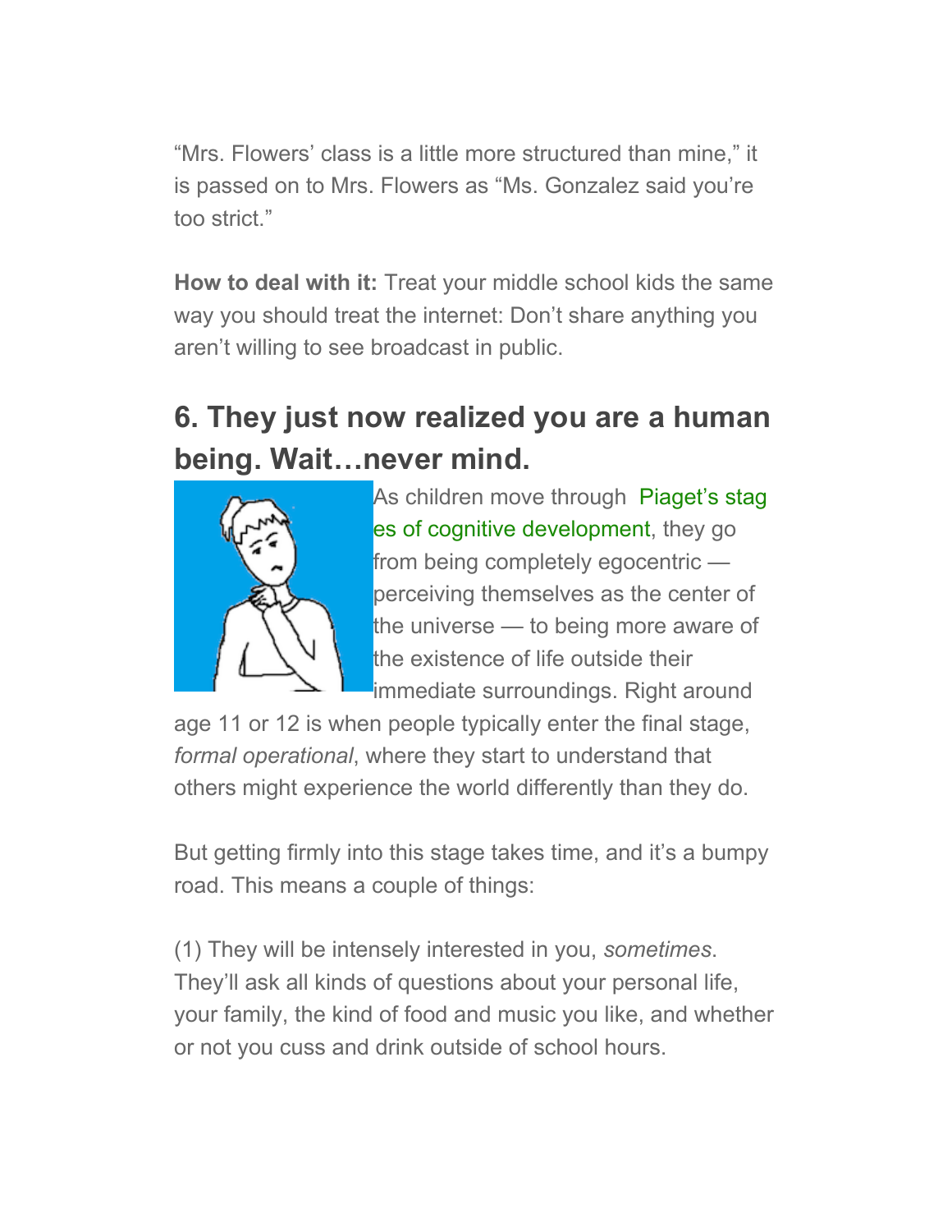"Mrs. Flowers' class is a little more structured than mine," it is passed on to Mrs. Flowers as "Ms. Gonzalez said you're too strict."

**How to deal with it:** Treat your middle school kids the same way you should treat the internet: Don't share anything you aren't willing to see broadcast in public.

## 6. They just now realized you are a human being. Wait…never mind.

As children move through Piaget's stages of cognitive development, they go from being completely egocentric — perceiving themselves as the center of the universe — to being more aware of the existence of life outside their immediate surroundings. Right around age 11 or 12 is when people typically enter the final stage, *formal operational*, where they start to understand that others might experience the world differently than they do.

But getting firmly into this stage takes time, and it's a bumpy road. This means a couple of things:

(1) They will be intensely interested in you, *sometimes*. They'll ask all kinds of questions about your personal life, your family, the kind of food and music you like, and whether or not you cuss and drink outside of school hours.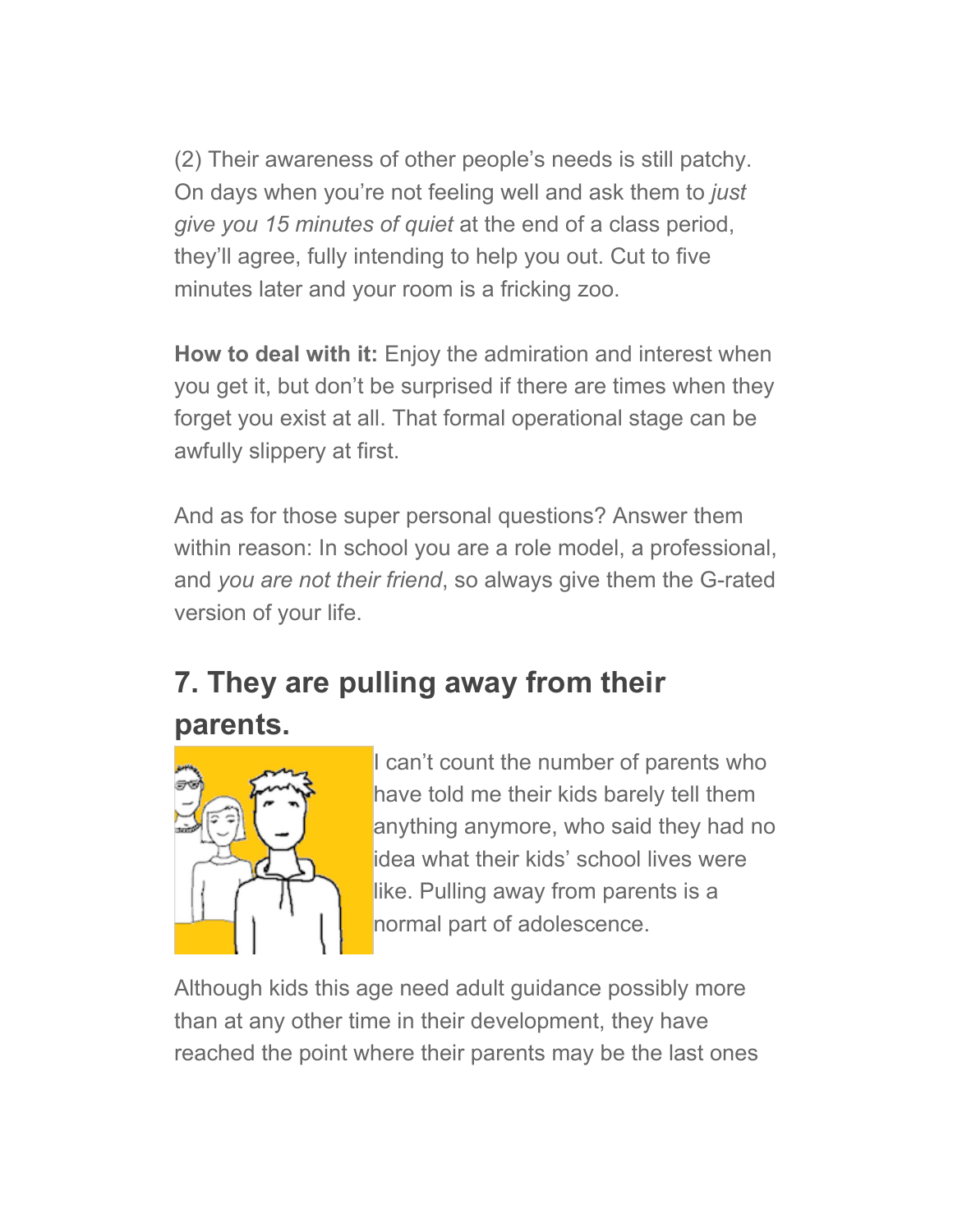(2) Their awareness of other people's needs is still patchy. On days when you're not feeling well and ask them to *just give you 15 minutes of quiet* at the end of a class period, they'll agree, fully intending to help you out. Cut to five minutes later and your room is a fricking zoo.

**How to deal with it:** Enjoy the admiration and interest when you get it, but don't be surprised if there are times when they forget you exist at all. That formal operational stage can be awfully slippery at first.

And as for those super personal questions? Answer them within reason: In school you are a role model, a professional, and *you are not their friend*, so always give them the G-rated version of your life.

## 7. They are pulling away from their parents.

I can't count the number of parents who have told me their kids barely tell them anything anymore, who said they had no idea what their kids' school lives were like. Pulling away from parents is a normal part of adolescence.

Although kids this age need adult guidance possibly more than at any other time in their development, they have reached the point where their parents may be the last ones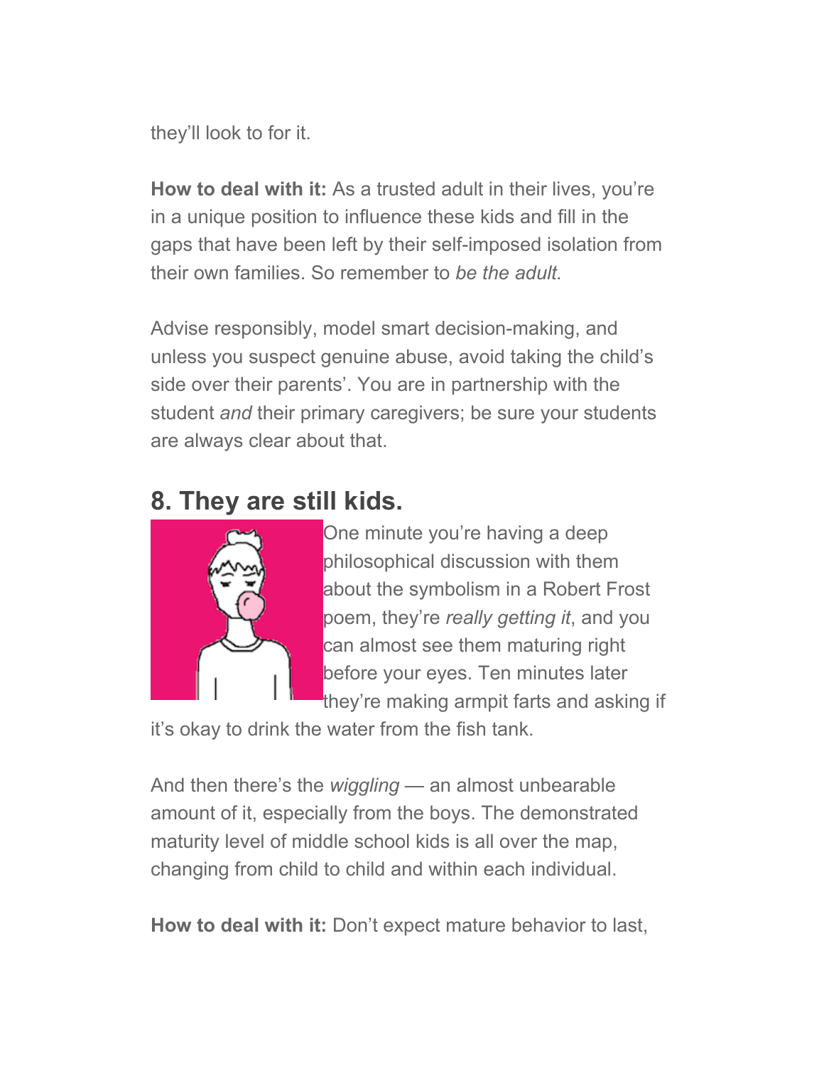they'll look to for it.

**How to deal with it:** As a trusted adult in their lives, you're in a unique position to influence these kids and fill in the gaps that have been left by their self-imposed isolation from their own families. So remember to *be the adult.*

Advise responsibly, model smart decision-making, and unless you suspect genuine abuse, avoid taking the child's side over their parents'. You are in partnership with the student *and* their primary caregivers; be sure your students are always clear about that.

## 8. They are still kids.

One minute you're having a deep philosophical discussion with them about the symbolism in a Robert Frost poem, they're *really getting it*, and you can almost see them maturing right before your eyes. Ten minutes later they're making armpit farts and asking if it's okay to drink the water from the fish tank.

And then there's the *wiggling* — an almost unbearable amount of it, especially from the boys. The demonstrated maturity level of middle school kids is all over the map, changing from child to child and within each individual.

**How to deal with it:** Don't expect mature behavior to last,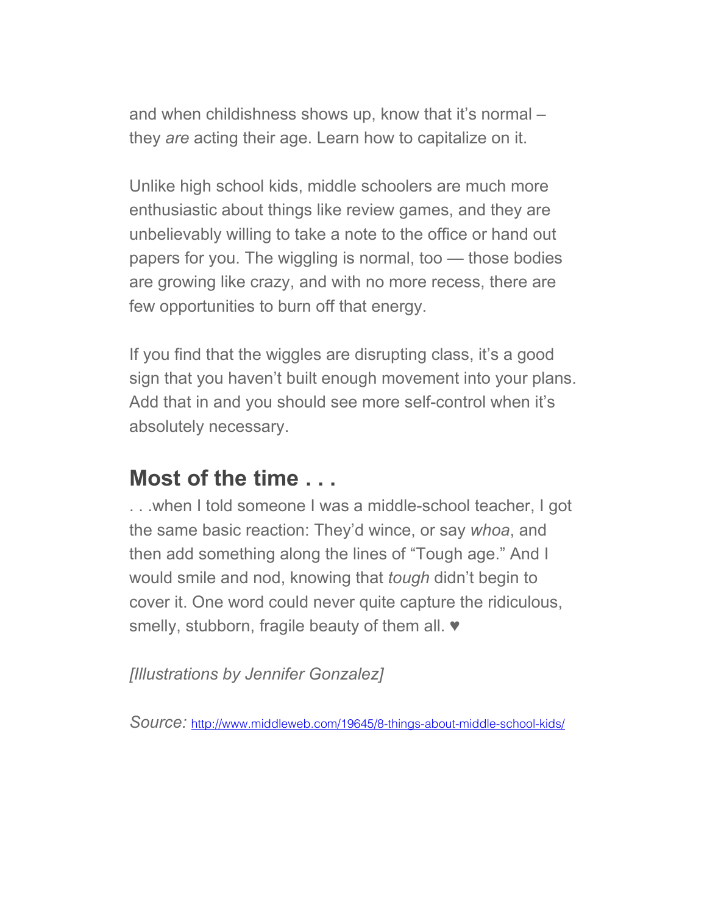and when childishness shows up, know that it's normal – they *are* acting their age. Learn how to capitalize on it.

Unlike high school kids, middle schoolers are much more enthusiastic about things like review games, and they are unbelievably willing to take a note to the office or hand out papers for you. The wiggling is normal, too — those bodies are growing like crazy, and with no more recess, there are few opportunities to burn off that energy.

If you find that the wiggles are disrupting class, it's a good sign that you haven't built enough movement into your plans. Add that in and you should see more self-control when it's absolutely necessary.

## Most of the time . . .

. . .when I told someone I was a middle-school teacher, I got the same basic reaction: They'd wince, or say *whoa*, and then add something along the lines of "Tough age." And I would smile and nod, knowing that *tough* didn't begin to cover it. One word could never quite capture the ridiculous, smelly, stubborn, fragile beauty of them all. ♥

*[Illustrations by Jennifer Gonzalez]*

*Source:* http://www.middleweb.com/19645/8-things-about-middle-school-kids/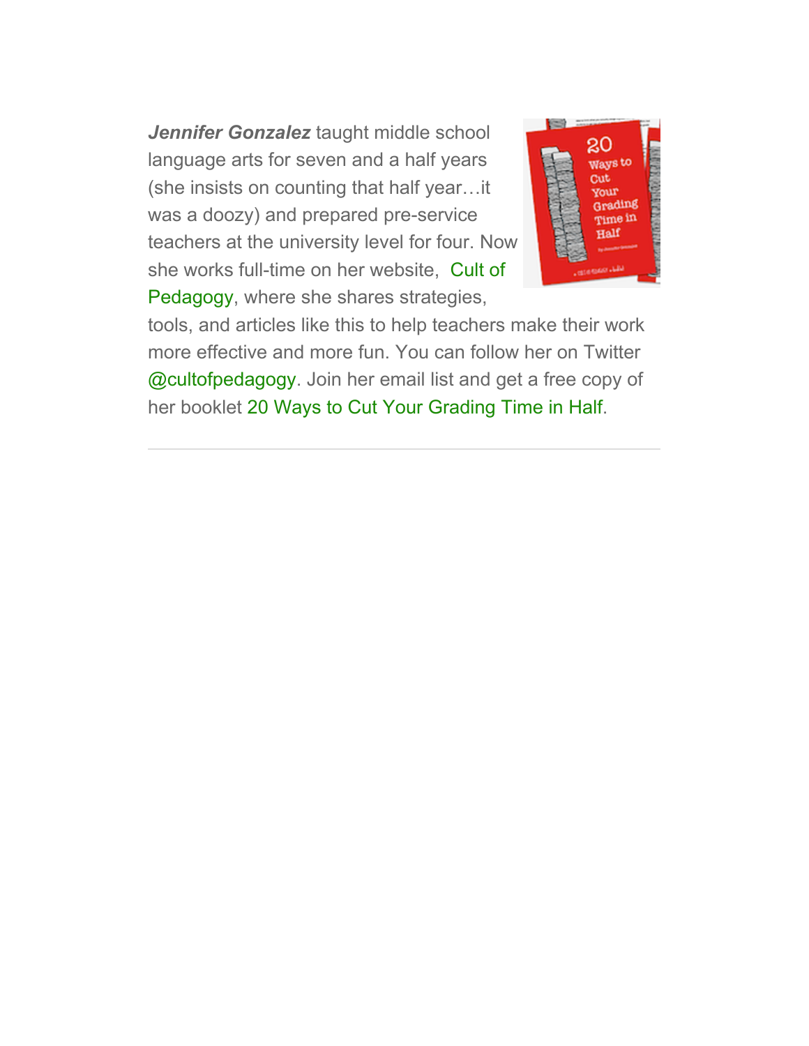***Jennifer Gonzalez*** taught middle school language arts for seven and a half years (she insists on counting that half year…it was a doozy) and prepared pre-service teachers at the university level for four. Now she works full-time on her website, Cult of Pedagogy, where she shares strategies, tools, and articles like this to help teachers make their work more effective and more fun. You can follow her on Twitter @cultofpedagogy. Join her email list and get a free copy of her booklet 20 Ways to Cut Your Grading Time in Half.

---